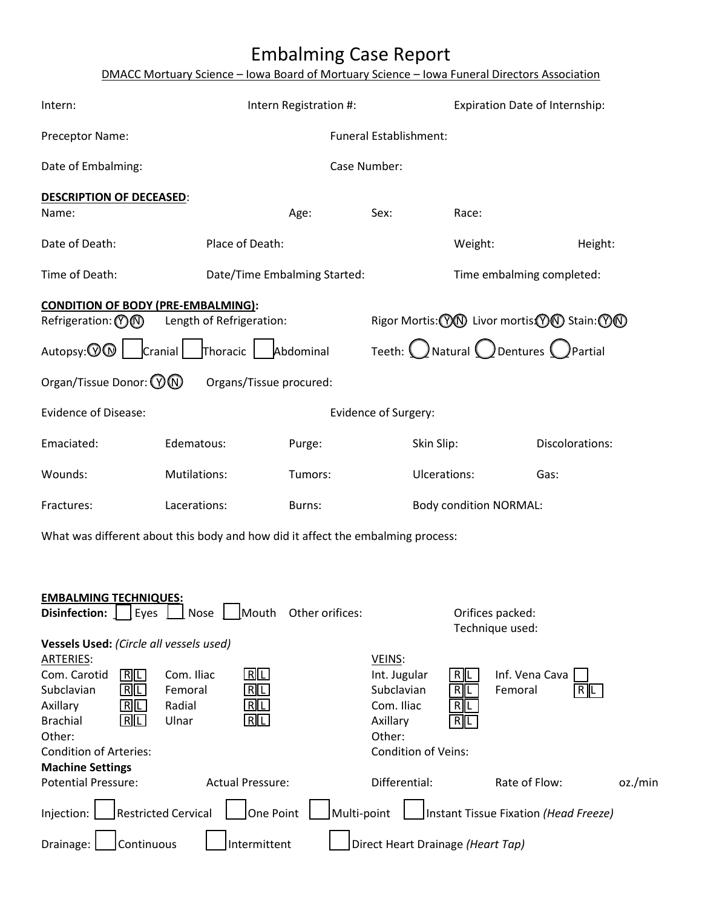# Embalming Case Report

DMACC Mortuary Science – Iowa Board of Mortuary Science – Iowa Funeral Directors Association

Intern: Intern Registration #: Expiration Date of Internship:

Preceptor Name: Funeral Establishment:

Date of Embalming: Case Number:

**DESCRIPTION OF DECEASED**:

Name: Age: Sex: Race:

Date of Death: Place of Death: Weight: Height:

Time of Death: Date/Time Embalming Started: Time embalming completed:

**CONDITION OF BODY (PRE-EMBALMING):**

Refrigeration: Ⓨ Ⓝ Length of Refrigeration: Rigor Mortis: Ⓨ Ⓝ Livor mortis: Ⓨ Ⓝ Stain: Ⓨ Ⓝ

Autopsy: Ⓨ Ⓝ ☐ Cranial ☐ Thoracic ☐ Abdominal Teeth: ◯ Natural ◯ Dentures ◯ Partial

Organ/Tissue Donor: Ⓨ Ⓝ Organs/Tissue procured:

Evidence of Disease: Evidence of Surgery:

Emaciated: Edematous: Purge: Skin Slip: Discolorations:

Wounds: Mutilations: Tumors: Ulcerations: Gas:

Fractures: Lacerations: Burns: Body condition NORMAL:

What was different about this body and how did it affect the embalming process:

**EMBALMING TECHNIQUES:**

**Disinfection:** ☐ Eyes ☐ Nose ☐ Mouth Other orifices: Orifices packed:
Technique used:

**Vessels Used:** *(Circle all vessels used)*

| ARTERIES: | | | | VEINS: | | | |
|---|---|---|---|---|---|---|---|
| Com. Carotid | R L | Com. Iliac | R L | Int. Jugular | R L | Inf. Vena Cava | ☐ |
| Subclavian | R L | Femoral | R L | Subclavian | R L | Femoral | R L |
| Axillary | R L | Radial | R L | Com. Iliac | R L | | |
| Brachial | R L | Ulnar | R L | Axillary | R L | | |
| Other: | | | | Other: | | | |
| Condition of Arteries: | | | | Condition of Veins: | | | |

**Machine Settings**

Potential Pressure: Actual Pressure: Differential: Rate of Flow: oz./min

Injection: ☐ Restricted Cervical ☐ One Point ☐ Multi-point ☐ Instant Tissue Fixation *(Head Freeze)*

Drainage: ☐ Continuous ☐ Intermittent ☐ Direct Heart Drainage *(Heart Tap)*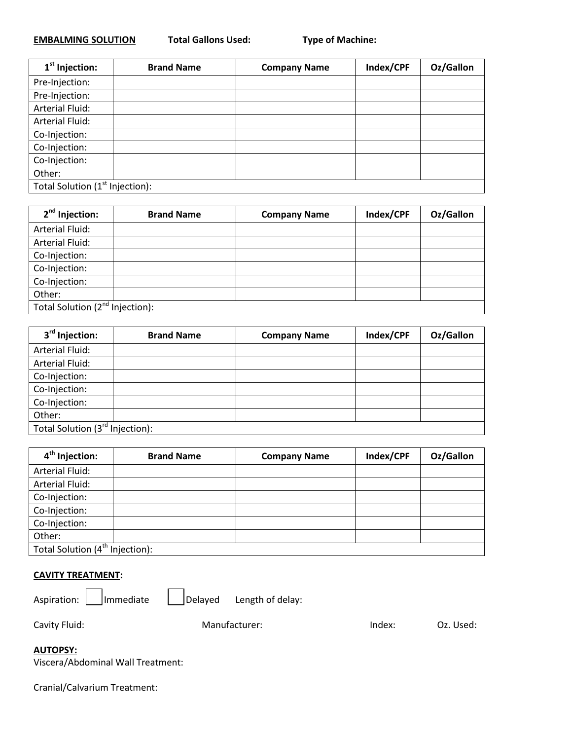**EMBALMING SOLUTION** **Total Gallons Used:** **Type of Machine:**

| 1st Injection: | Brand Name | Company Name | Index/CPF | Oz/Gallon |
|---|---|---|---|---|
| Pre-Injection: | | | | |
| Pre-Injection: | | | | |
| Arterial Fluid: | | | | |
| Arterial Fluid: | | | | |
| Co-Injection: | | | | |
| Co-Injection: | | | | |
| Co-Injection: | | | | |
| Other: | | | | |
| Total Solution (1st Injection): | | | | |

| 2nd Injection: | Brand Name | Company Name | Index/CPF | Oz/Gallon |
|---|---|---|---|---|
| Arterial Fluid: | | | | |
| Arterial Fluid: | | | | |
| Co-Injection: | | | | |
| Co-Injection: | | | | |
| Co-Injection: | | | | |
| Other: | | | | |
| Total Solution (2nd Injection): | | | | |

| 3rd Injection: | Brand Name | Company Name | Index/CPF | Oz/Gallon |
|---|---|---|---|---|
| Arterial Fluid: | | | | |
| Arterial Fluid: | | | | |
| Co-Injection: | | | | |
| Co-Injection: | | | | |
| Co-Injection: | | | | |
| Other: | | | | |
| Total Solution (3rd Injection): | | | | |

| 4th Injection: | Brand Name | Company Name | Index/CPF | Oz/Gallon |
|---|---|---|---|---|
| Arterial Fluid: | | | | |
| Arterial Fluid: | | | | |
| Co-Injection: | | | | |
| Co-Injection: | | | | |
| Co-Injection: | | | | |
| Other: | | | | |
| Total Solution (4th Injection): | | | | |

**CAVITY TREATMENT:**

Aspiration: ☐ Immediate ☐ Delayed Length of delay:

Cavity Fluid: Manufacturer: Index: Oz. Used:

**AUTOPSY:**

Viscera/Abdominal Wall Treatment:

Cranial/Calvarium Treatment: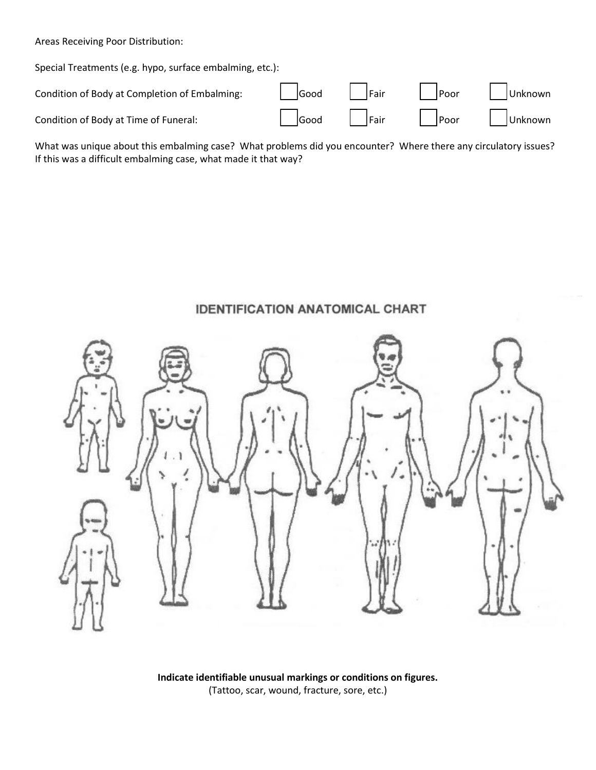Areas Receiving Poor Distribution:

Special Treatments (e.g. hypo, surface embalming, etc.):

Condition of Body at Completion of Embalming: ☐ Good ☐ Fair ☐ Poor ☐ Unknown

Condition of Body at Time of Funeral: ☐ Good ☐ Fair ☐ Poor ☐ Unknown

What was unique about this embalming case? What problems did you encounter? Where there any circulatory issues? If this was a difficult embalming case, what made it that way?

## IDENTIFICATION ANATOMICAL CHART

**Indicate identifiable unusual markings or conditions on figures.**
(Tattoo, scar, wound, fracture, sore, etc.)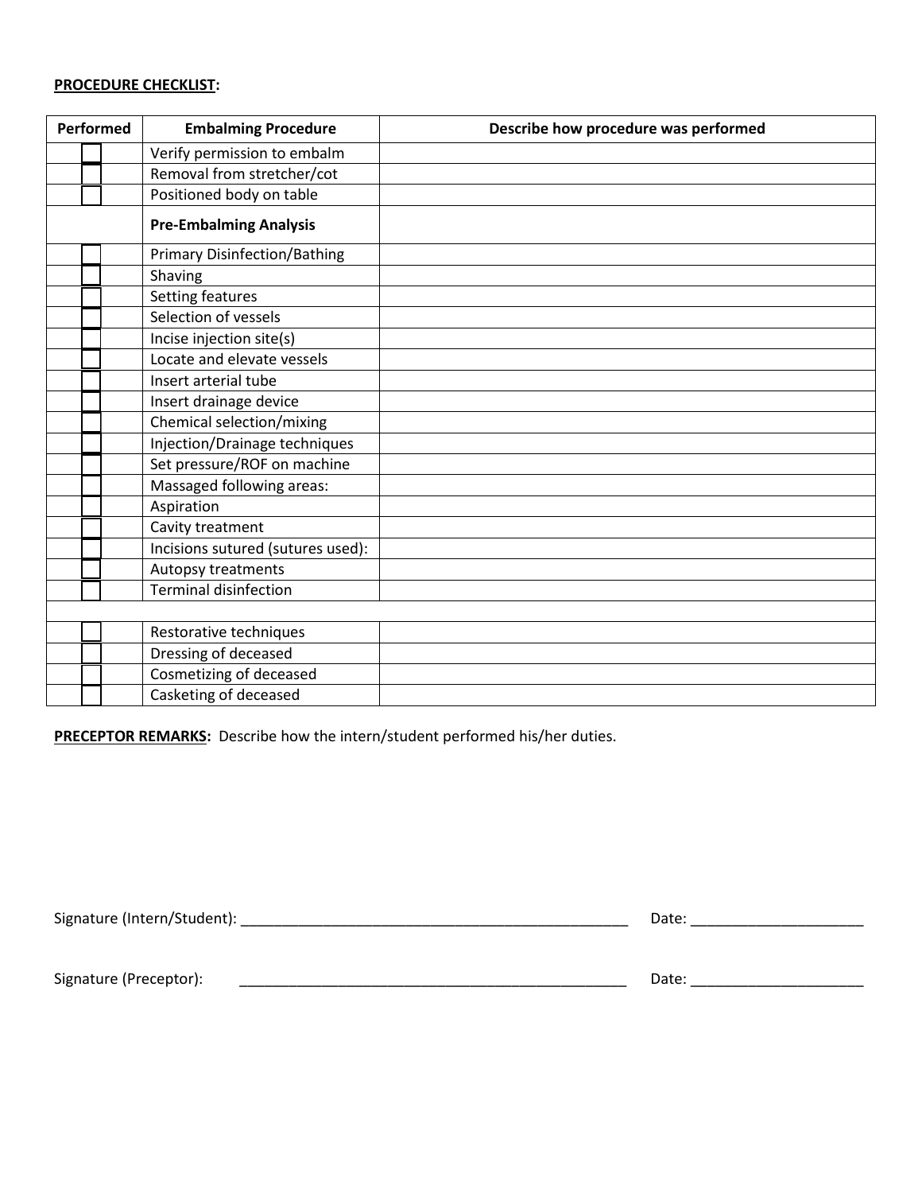**<u>PROCEDURE CHECKLIST</u>:**

| Performed | Embalming Procedure | Describe how procedure was performed |
|---|---|---|
| ☐ | Verify permission to embalm | |
| ☐ | Removal from stretcher/cot | |
| ☐ | Positioned body on table | |
| | **Pre-Embalming Analysis** | |
| ☐ | Primary Disinfection/Bathing | |
| ☐ | Shaving | |
| ☐ | Setting features | |
| ☐ | Selection of vessels | |
| ☐ | Incise injection site(s) | |
| ☐ | Locate and elevate vessels | |
| ☐ | Insert arterial tube | |
| ☐ | Insert drainage device | |
| ☐ | Chemical selection/mixing | |
| ☐ | Injection/Drainage techniques | |
| ☐ | Set pressure/ROF on machine | |
| ☐ | Massaged following areas: | |
| ☐ | Aspiration | |
| ☐ | Cavity treatment | |
| ☐ | Incisions sutured (sutures used): | |
| ☐ | Autopsy treatments | |
| ☐ | Terminal disinfection | |
| | | |
| ☐ | Restorative techniques | |
| ☐ | Dressing of deceased | |
| ☐ | Cosmetizing of deceased | |
| ☐ | Casketing of deceased | |

**<u>PRECEPTOR REMARKS</u>:** Describe how the intern/student performed his/her duties.

Signature (Intern/Student): _________________________________________________ Date: _____________________

Signature (Preceptor): _________________________________________________ Date: _____________________